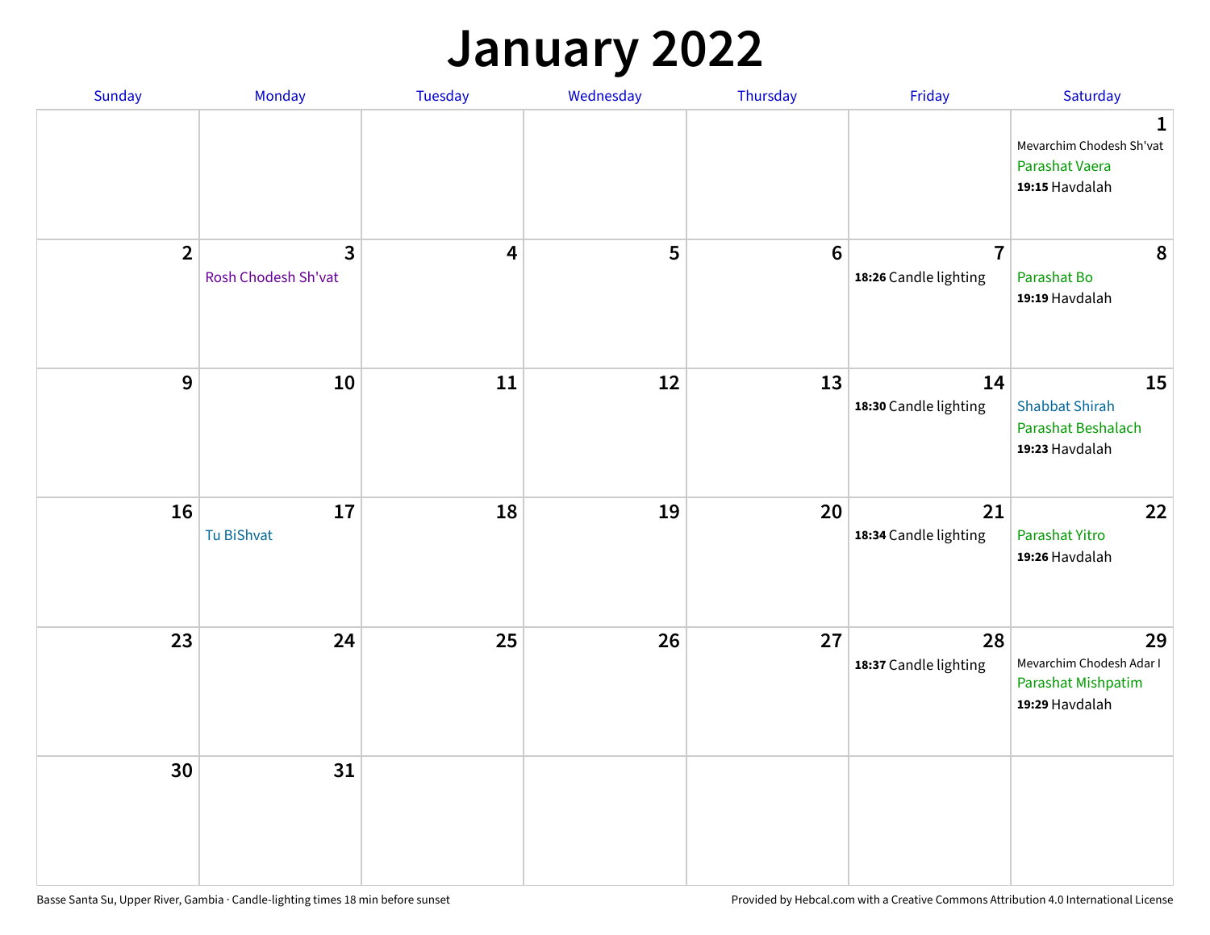# January 2022

| Sunday | Monday | Tuesday | Wednesday | Thursday | Friday | Saturday |
|---|---|---|---|---|---|---|
| | | | | | | **1** Mevarchim Chodesh Sh'vat Parashat Vaera **19:15** Havdalah |
| **2** | **3** Rosh Chodesh Sh'vat | **4** | **5** | **6** | **7** **18:26** Candle lighting | **8** Parashat Bo **19:19** Havdalah |
| **9** | **10** | **11** | **12** | **13** | **14** **18:30** Candle lighting | **15** Shabbat Shirah Parashat Beshalach **19:23** Havdalah |
| **16** | **17** Tu BiShvat | **18** | **19** | **20** | **21** **18:34** Candle lighting | **22** Parashat Yitro **19:26** Havdalah |
| **23** | **24** | **25** | **26** | **27** | **28** **18:37** Candle lighting | **29** Mevarchim Chodesh Adar I Parashat Mishpatim **19:29** Havdalah |
| **30** | **31** | | | | | |

Basse Santa Su, Upper River, Gambia · Candle-lighting times 18 min before sunset

Provided by Hebcal.com with a Creative Commons Attribution 4.0 International License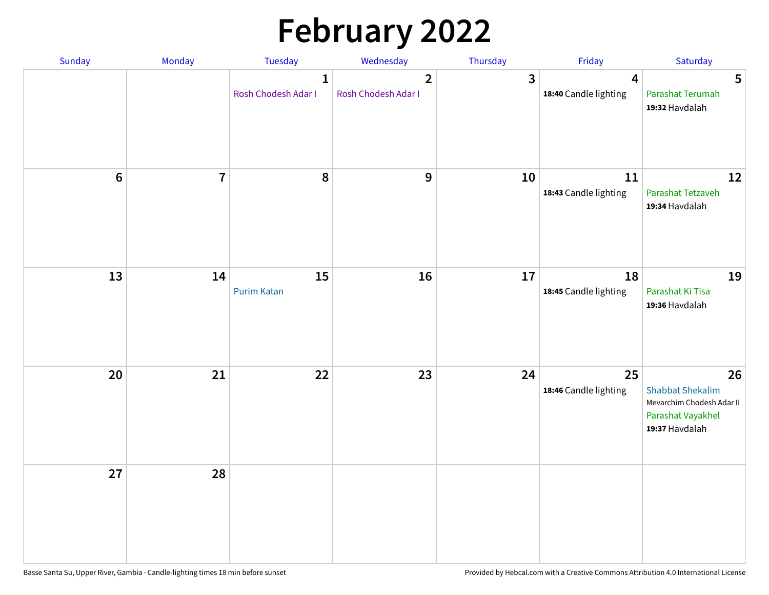# February 2022

| Sunday | Monday | Tuesday | Wednesday | Thursday | Friday | Saturday |
|---|---|---|---|---|---|---|
| | | **1** Rosh Chodesh Adar I | **2** Rosh Chodesh Adar I | **3** | **4** **18:40** Candle lighting | **5** Parashat Terumah **19:32** Havdalah |
| **6** | **7** | **8** | **9** | **10** | **11** **18:43** Candle lighting | **12** Parashat Tetzaveh **19:34** Havdalah |
| **13** | **14** | **15** Purim Katan | **16** | **17** | **18** **18:45** Candle lighting | **19** Parashat Ki Tisa **19:36** Havdalah |
| **20** | **21** | **22** | **23** | **24** | **25** **18:46** Candle lighting | **26** Shabbat Shekalim Mevarchim Chodesh Adar II Parashat Vayakhel **19:37** Havdalah |
| **27** | **28** | | | | | |

Basse Santa Su, Upper River, Gambia · Candle-lighting times 18 min before sunset

Provided by Hebcal.com with a Creative Commons Attribution 4.0 International License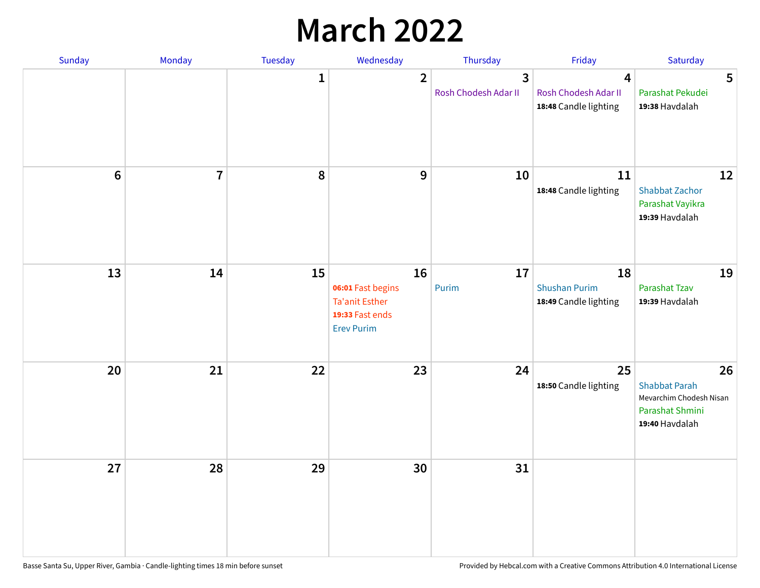# March 2022

| Sunday | Monday | Tuesday | Wednesday | Thursday | Friday | Saturday |
|---|---|---|---|---|---|---|
| | | 1 | 2 | 3<br>Rosh Chodesh Adar II | 4<br>Rosh Chodesh Adar II<br>**18:48** Candle lighting | 5<br>Parashat Pekudei<br>**19:38** Havdalah |
| 6 | 7 | 8 | 9 | 10 | 11<br>**18:48** Candle lighting | 12<br>Shabbat Zachor<br>Parashat Vayikra<br>**19:39** Havdalah |
| 13 | 14 | 15 | 16<br>**06:01** Fast begins<br>Ta'anit Esther<br>**19:33** Fast ends<br>Erev Purim | 17<br>Purim | 18<br>Shushan Purim<br>**18:49** Candle lighting | 19<br>Parashat Tzav<br>**19:39** Havdalah |
| 20 | 21 | 22 | 23 | 24 | 25<br>**18:50** Candle lighting | 26<br>Shabbat Parah<br>Mevarchim Chodesh Nisan<br>Parashat Shmini<br>**19:40** Havdalah |
| 27 | 28 | 29 | 30 | 31 | | |

Basse Santa Su, Upper River, Gambia · Candle-lighting times 18 min before sunset

Provided by Hebcal.com with a Creative Commons Attribution 4.0 International License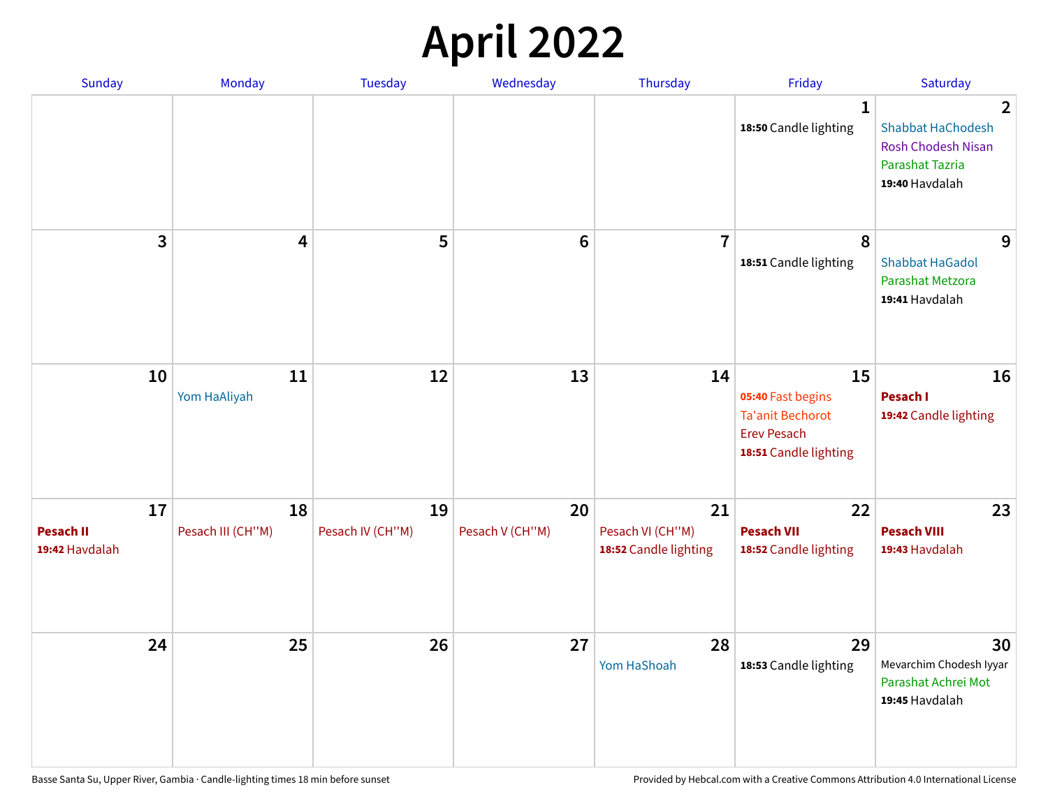# April 2022

| Sunday | Monday | Tuesday | Wednesday | Thursday | Friday | Saturday |
|---|---|---|---|---|---|---|
| | | | | | **1**<br>**18:50** Candle lighting | **2**<br>Shabbat HaChodesh<br>Rosh Chodesh Nisan<br>Parashat Tazria<br>**19:40** Havdalah |
| **3** | **4** | **5** | **6** | **7** | **8**<br>**18:51** Candle lighting | **9**<br>Shabbat HaGadol<br>Parashat Metzora<br>**19:41** Havdalah |
| **10** | **11**<br>Yom HaAliyah | **12** | **13** | **14** | **15**<br>**05:40** Fast begins<br>Ta'anit Bechorot<br>Erev Pesach<br>**18:51** Candle lighting | **16**<br>**Pesach I**<br>**19:42** Candle lighting |
| **17**<br>**Pesach II**<br>**19:42** Havdalah | **18**<br>Pesach III (CH''M) | **19**<br>Pesach IV (CH''M) | **20**<br>Pesach V (CH''M) | **21**<br>Pesach VI (CH''M)<br>**18:52** Candle lighting | **22**<br>**Pesach VII**<br>**18:52** Candle lighting | **23**<br>**Pesach VIII**<br>**19:43** Havdalah |
| **24** | **25** | **26** | **27** | **28**<br>Yom HaShoah | **29**<br>**18:53** Candle lighting | **30**<br>Mevarchim Chodesh Iyyar<br>Parashat Achrei Mot<br>**19:45** Havdalah |

Basse Santa Su, Upper River, Gambia · Candle-lighting times 18 min before sunset

Provided by Hebcal.com with a Creative Commons Attribution 4.0 International License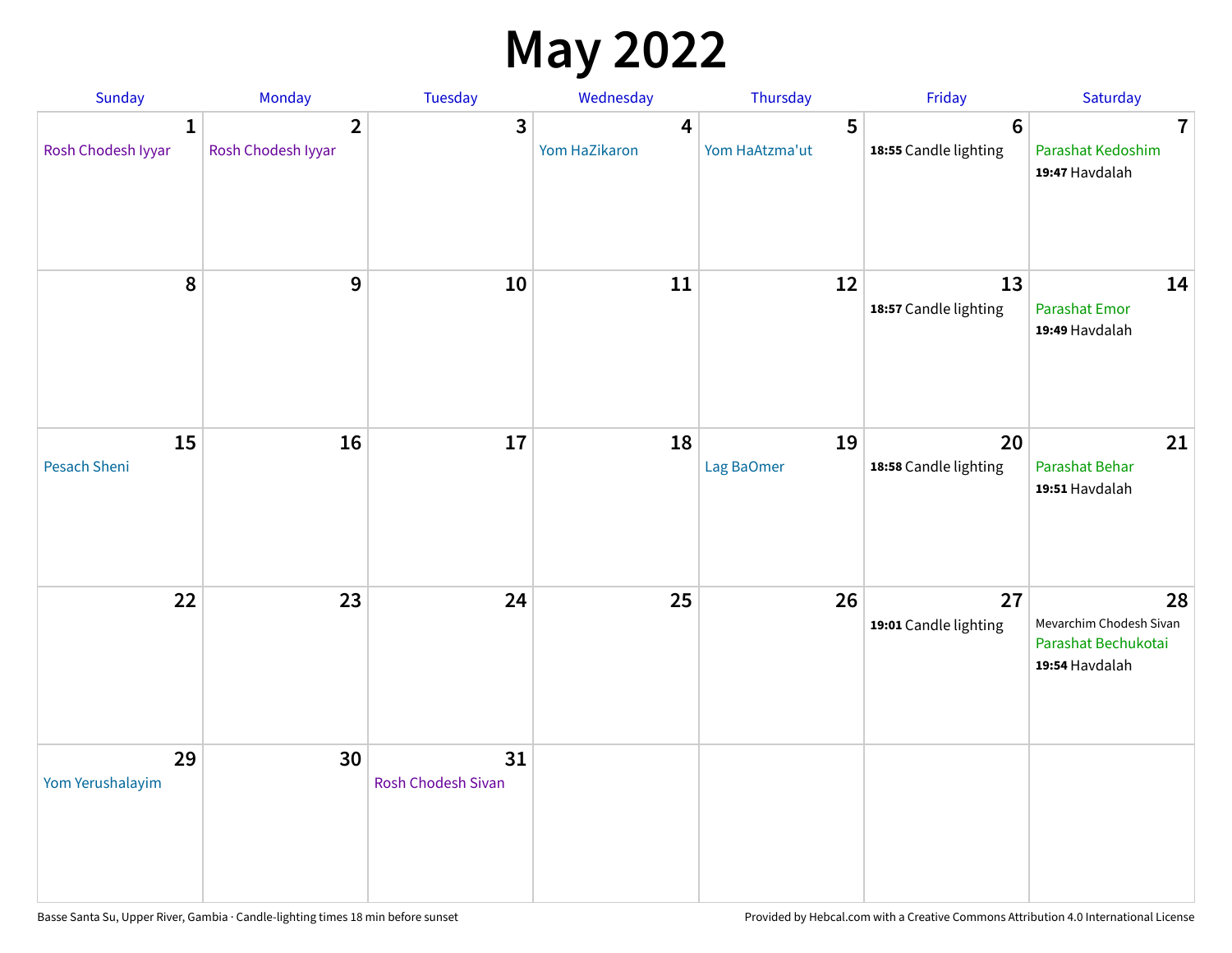# May 2022

| Sunday | Monday | Tuesday | Wednesday | Thursday | Friday | Saturday |
| --- | --- | --- | --- | --- | --- | --- |
| **1** Rosh Chodesh Iyyar | **2** Rosh Chodesh Iyyar | **3** | **4** Yom HaZikaron | **5** Yom HaAtzma'ut | **6** **18:55** Candle lighting | **7** Parashat Kedoshim **19:47** Havdalah |
| **8** | **9** | **10** | **11** | **12** | **13** **18:57** Candle lighting | **14** Parashat Emor **19:49** Havdalah |
| **15** Pesach Sheni | **16** | **17** | **18** | **19** Lag BaOmer | **20** **18:58** Candle lighting | **21** Parashat Behar **19:51** Havdalah |
| **22** | **23** | **24** | **25** | **26** | **27** **19:01** Candle lighting | **28** Mevarchim Chodesh Sivan Parashat Bechukotai **19:54** Havdalah |
| **29** Yom Yerushalayim | **30** | **31** Rosh Chodesh Sivan | | | | |

Basse Santa Su, Upper River, Gambia · Candle-lighting times 18 min before sunset

Provided by Hebcal.com with a Creative Commons Attribution 4.0 International License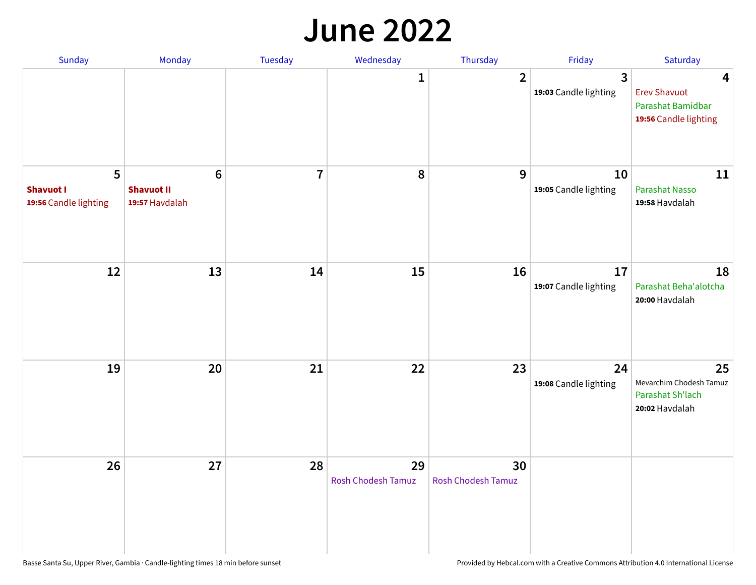# June 2022

| Sunday | Monday | Tuesday | Wednesday | Thursday | Friday | Saturday |
|---|---|---|---|---|---|---|
| | | | 1 | 2 | 3<br>**19:03** Candle lighting | 4<br>Erev Shavuot<br>Parashat Bamidbar<br>**19:56** Candle lighting |
| 5<br>**Shavuot I**<br>**19:56** Candle lighting | 6<br>**Shavuot II**<br>**19:57** Havdalah | 7 | 8 | 9 | 10<br>**19:05** Candle lighting | 11<br>Parashat Nasso<br>**19:58** Havdalah |
| 12 | 13 | 14 | 15 | 16 | 17<br>**19:07** Candle lighting | 18<br>Parashat Beha'alotcha<br>**20:00** Havdalah |
| 19 | 20 | 21 | 22 | 23 | 24<br>**19:08** Candle lighting | 25<br>Mevarchim Chodesh Tamuz<br>Parashat Sh'lach<br>**20:02** Havdalah |
| 26 | 27 | 28 | 29<br>Rosh Chodesh Tamuz | 30<br>Rosh Chodesh Tamuz | | |

Basse Santa Su, Upper River, Gambia · Candle-lighting times 18 min before sunset

Provided by Hebcal.com with a Creative Commons Attribution 4.0 International License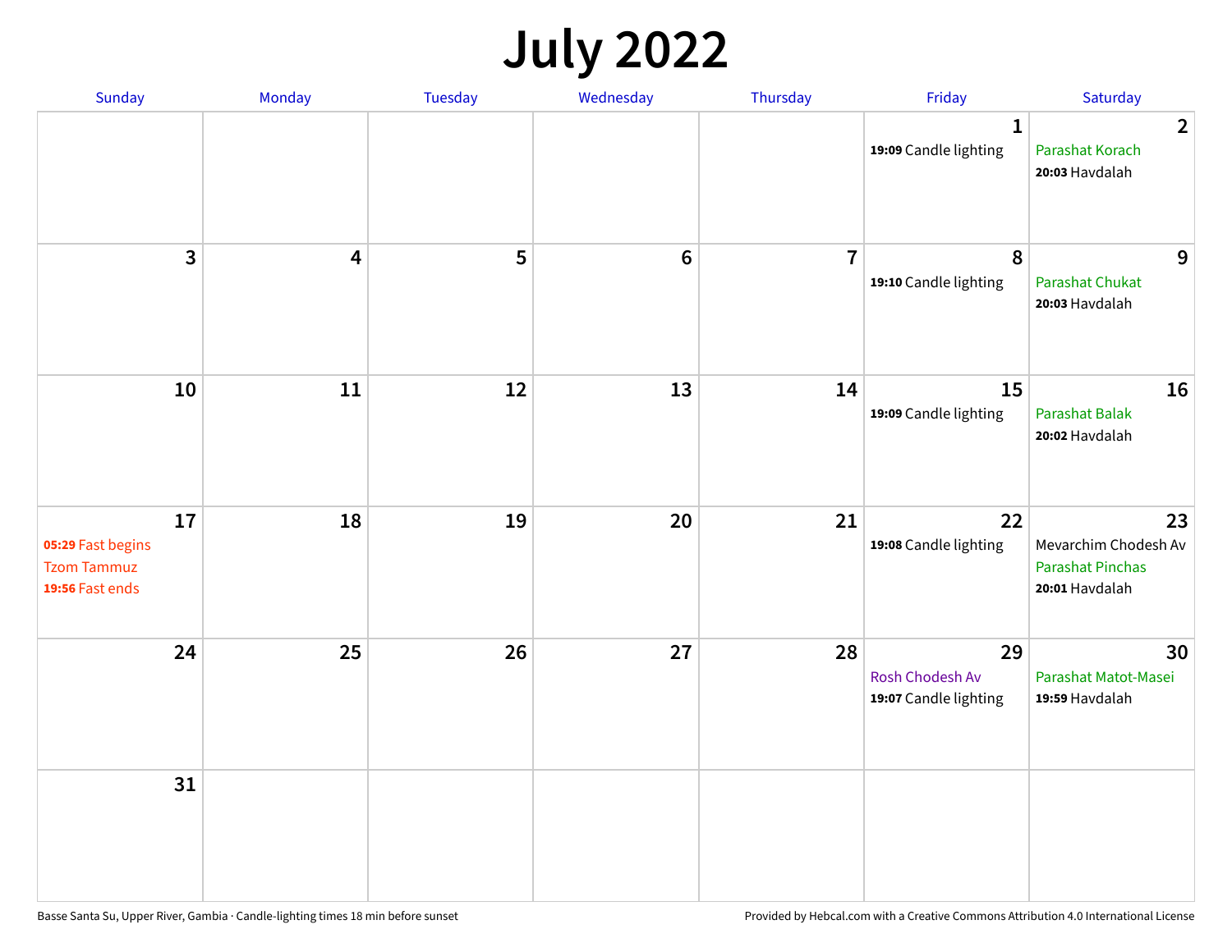# July 2022

| Sunday | Monday | Tuesday | Wednesday | Thursday | Friday | Saturday |
|---|---|---|---|---|---|---|
| | | | | | **1**<br>**19:09** Candle lighting | **2**<br>Parashat Korach<br>**20:03** Havdalah |
| **3** | **4** | **5** | **6** | **7** | **8**<br>**19:10** Candle lighting | **9**<br>Parashat Chukat<br>**20:03** Havdalah |
| **10** | **11** | **12** | **13** | **14** | **15**<br>**19:09** Candle lighting | **16**<br>Parashat Balak<br>**20:02** Havdalah |
| **17**<br>**05:29** Fast begins<br>Tzom Tammuz<br>**19:56** Fast ends | **18** | **19** | **20** | **21** | **22**<br>**19:08** Candle lighting | **23**<br>Mevarchim Chodesh Av<br>Parashat Pinchas<br>**20:01** Havdalah |
| **24** | **25** | **26** | **27** | **28** | **29**<br>Rosh Chodesh Av<br>**19:07** Candle lighting | **30**<br>Parashat Matot-Masei<br>**19:59** Havdalah |
| **31** | | | | | | |

Basse Santa Su, Upper River, Gambia · Candle-lighting times 18 min before sunset

Provided by Hebcal.com with a Creative Commons Attribution 4.0 International License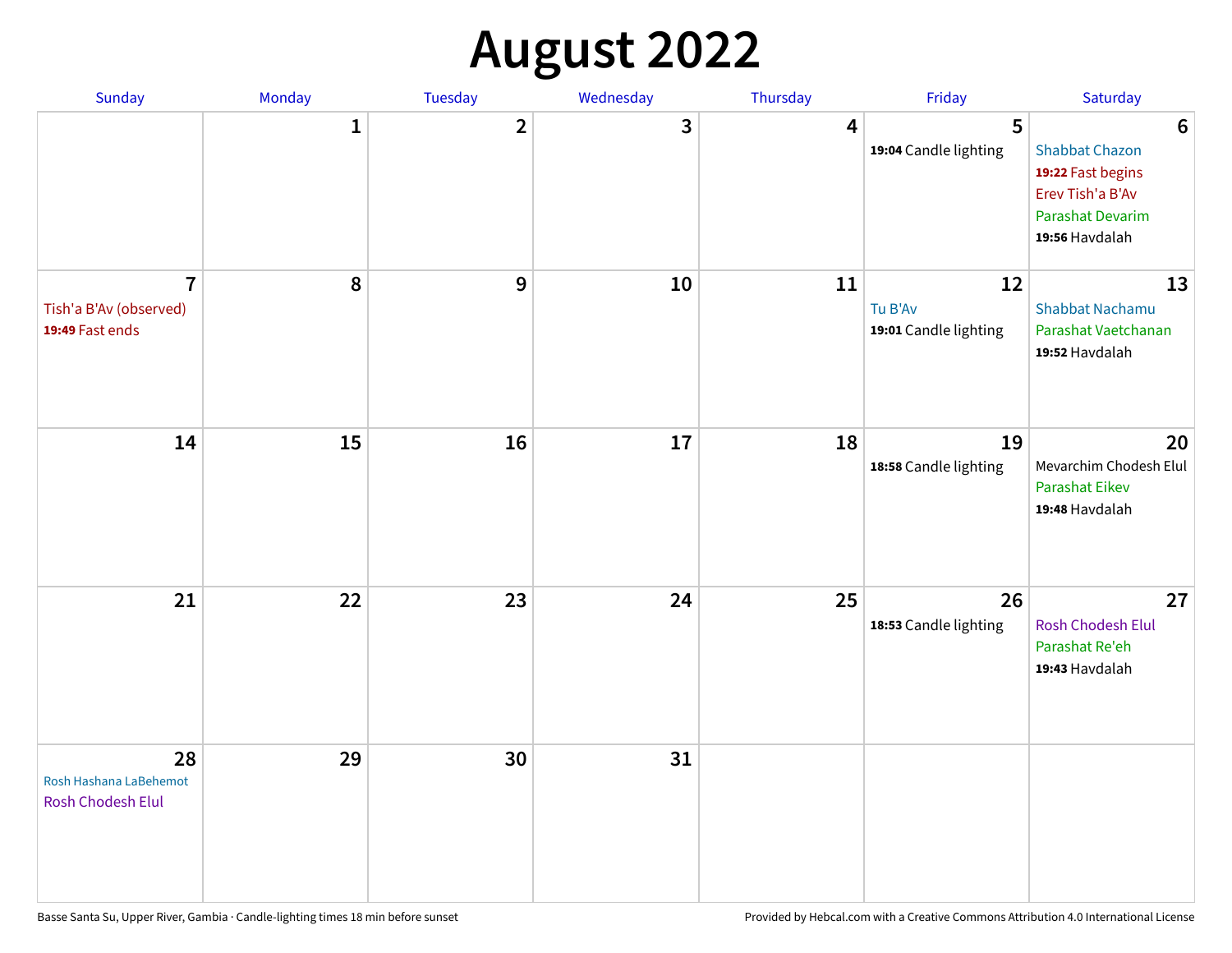# August 2022

| Sunday | Monday | Tuesday | Wednesday | Thursday | Friday | Saturday |
|---|---|---|---|---|---|---|
| | 1 | 2 | 3 | 4 | 5<br>**19:04** Candle lighting | 6<br>Shabbat Chazon<br>**19:22** Fast begins<br>Erev Tish'a B'Av<br>Parashat Devarim<br>**19:56** Havdalah |
| 7<br>Tish'a B'Av (observed)<br>**19:49** Fast ends | 8 | 9 | 10 | 11 | 12<br>Tu B'Av<br>**19:01** Candle lighting | 13<br>Shabbat Nachamu<br>Parashat Vaetchanan<br>**19:52** Havdalah |
| 14 | 15 | 16 | 17 | 18 | 19<br>**18:58** Candle lighting | 20<br>Mevarchim Chodesh Elul<br>Parashat Eikev<br>**19:48** Havdalah |
| 21 | 22 | 23 | 24 | 25 | 26<br>**18:53** Candle lighting | 27<br>Rosh Chodesh Elul<br>Parashat Re'eh<br>**19:43** Havdalah |
| 28<br>Rosh Hashana LaBehemot<br>Rosh Chodesh Elul | 29 | 30 | 31 | | | |

Basse Santa Su, Upper River, Gambia · Candle-lighting times 18 min before sunset

Provided by Hebcal.com with a Creative Commons Attribution 4.0 International License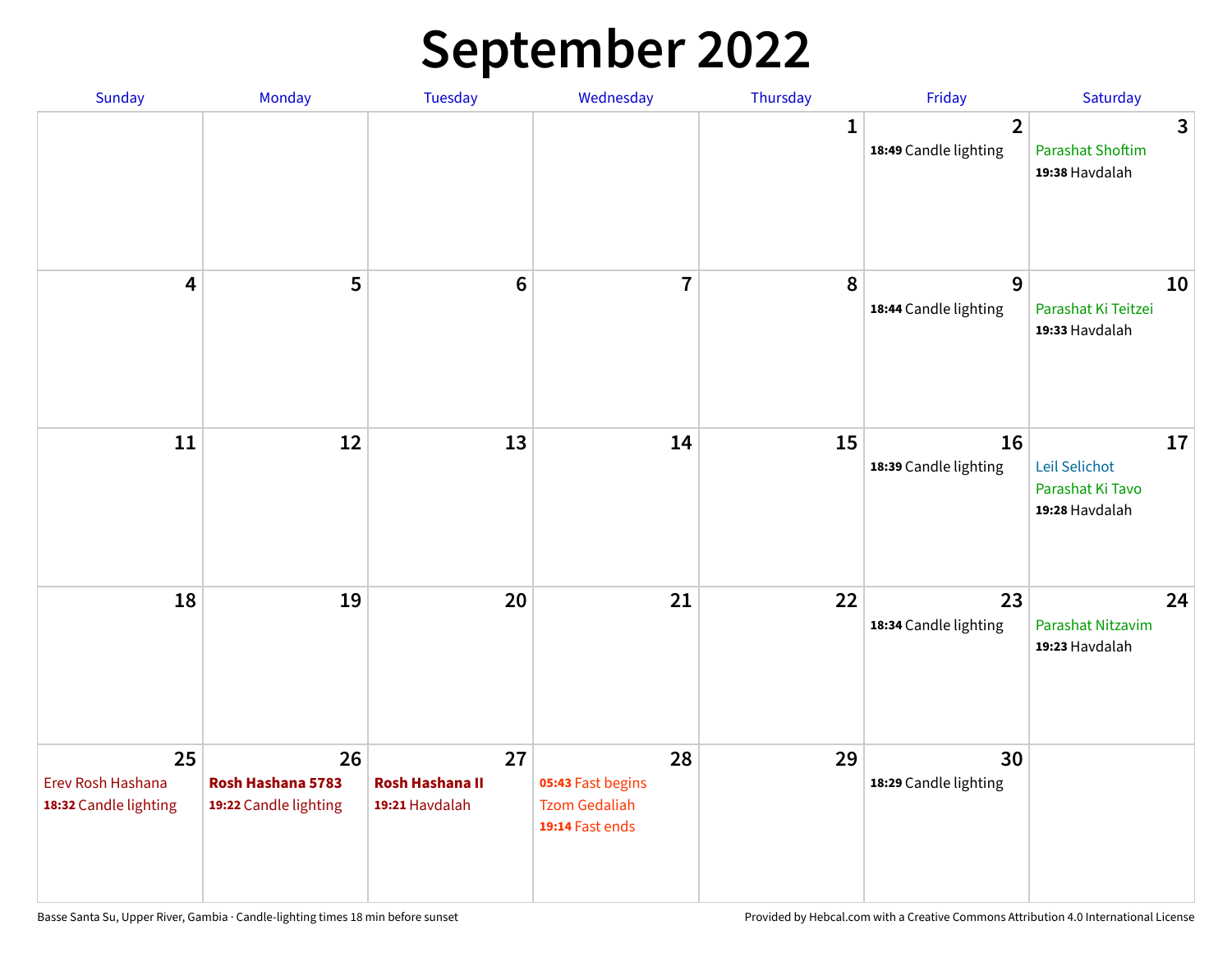# September 2022

| Sunday | Monday | Tuesday | Wednesday | Thursday | Friday | Saturday |
|---|---|---|---|---|---|---|
| | | | | 1 | 2<br>**18:49** Candle lighting | 3<br>Parashat Shoftim<br>**19:38** Havdalah |
| 4 | 5 | 6 | 7 | 8 | 9<br>**18:44** Candle lighting | 10<br>Parashat Ki Teitzei<br>**19:33** Havdalah |
| 11 | 12 | 13 | 14 | 15 | 16<br>**18:39** Candle lighting | 17<br>Leil Selichot<br>Parashat Ki Tavo<br>**19:28** Havdalah |
| 18 | 19 | 20 | 21 | 22 | 23<br>**18:34** Candle lighting | 24<br>Parashat Nitzavim<br>**19:23** Havdalah |
| 25<br>Erev Rosh Hashana<br>**18:32** Candle lighting | 26<br>**Rosh Hashana 5783**<br>**19:22** Candle lighting | 27<br>**Rosh Hashana II**<br>**19:21** Havdalah | 28<br>**05:43** Fast begins<br>Tzom Gedaliah<br>**19:14** Fast ends | 29 | 30<br>**18:29** Candle lighting | |

Basse Santa Su, Upper River, Gambia · Candle-lighting times 18 min before sunset

Provided by Hebcal.com with a Creative Commons Attribution 4.0 International License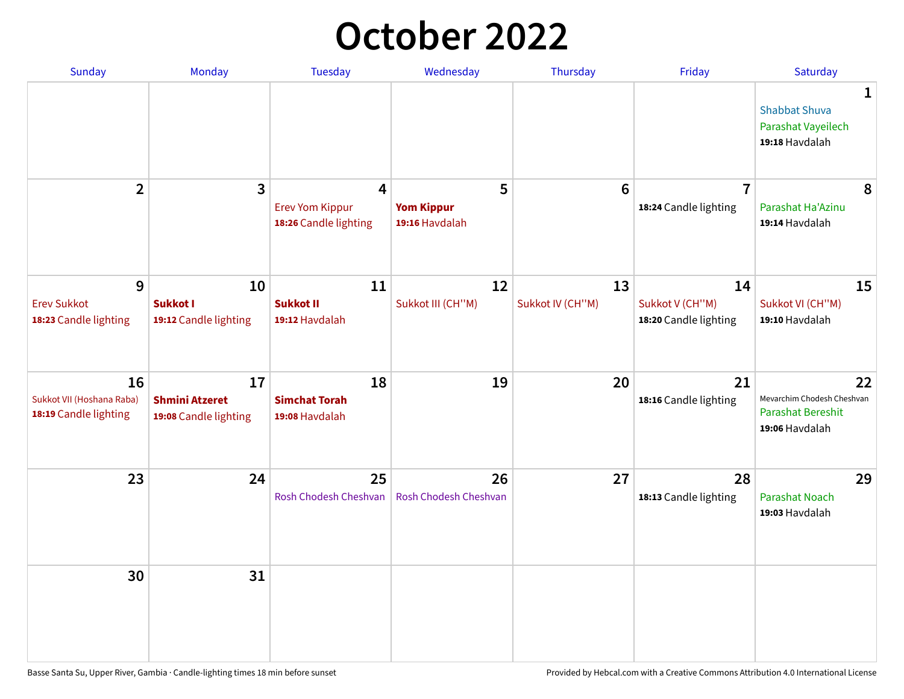# October 2022

| Sunday | Monday | Tuesday | Wednesday | Thursday | Friday | Saturday |
|---|---|---|---|---|---|---|
| | | | | | | **1** Shabbat Shuva Parashat Vayeilech **19:18** Havdalah |
| **2** | **3** | **4** Erev Yom Kippur **18:26** Candle lighting | **5** **Yom Kippur** **19:16** Havdalah | **6** | **7** **18:24** Candle lighting | **8** Parashat Ha'Azinu **19:14** Havdalah |
| **9** Erev Sukkot **18:23** Candle lighting | **10** **Sukkot I** **19:12** Candle lighting | **11** **Sukkot II** **19:12** Havdalah | **12** Sukkot III (CH''M) | **13** Sukkot IV (CH''M) | **14** Sukkot V (CH''M) **18:20** Candle lighting | **15** Sukkot VI (CH''M) **19:10** Havdalah |
| **16** Sukkot VII (Hoshana Raba) **18:19** Candle lighting | **17** **Shmini Atzeret** **19:08** Candle lighting | **18** **Simchat Torah** **19:08** Havdalah | **19** | **20** | **21** **18:16** Candle lighting | **22** Mevarchim Chodesh Cheshvan Parashat Bereshit **19:06** Havdalah |
| **23** | **24** | **25** Rosh Chodesh Cheshvan | **26** Rosh Chodesh Cheshvan | **27** | **28** **18:13** Candle lighting | **29** Parashat Noach **19:03** Havdalah |
| **30** | **31** | | | | | |

Basse Santa Su, Upper River, Gambia · Candle-lighting times 18 min before sunset

Provided by Hebcal.com with a Creative Commons Attribution 4.0 International License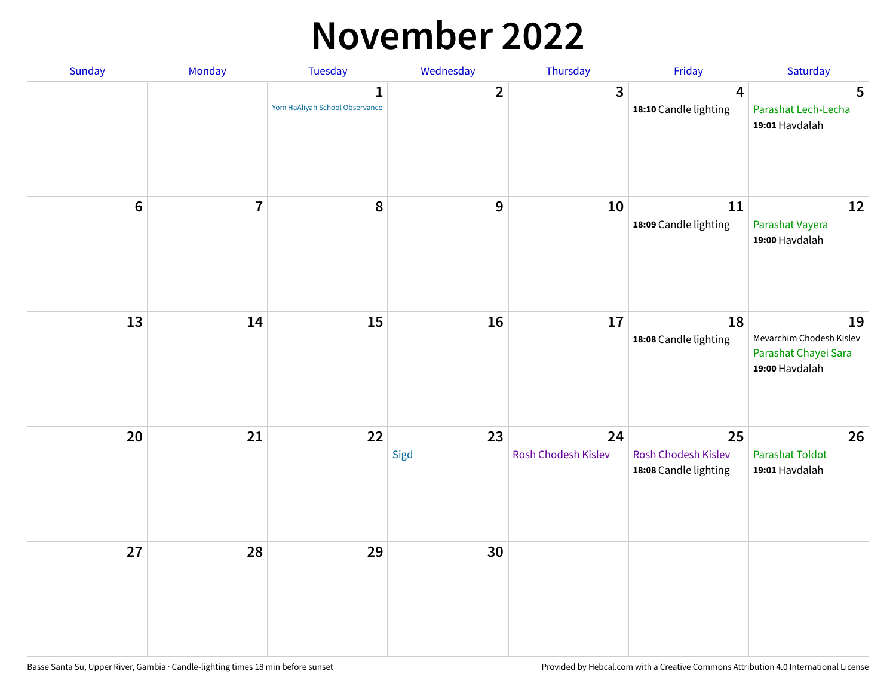# November 2022

| Sunday | Monday | Tuesday | Wednesday | Thursday | Friday | Saturday |
|---|---|---|---|---|---|---|
| | | 1 Yom HaAliyah School Observance | 2 | 3 | 4 **18:10** Candle lighting | 5 Parashat Lech-Lecha **19:01** Havdalah |
| 6 | 7 | 8 | 9 | 10 | 11 **18:09** Candle lighting | 12 Parashat Vayera **19:00** Havdalah |
| 13 | 14 | 15 | 16 | 17 | 18 **18:08** Candle lighting | 19 Mevarchim Chodesh Kislev Parashat Chayei Sara **19:00** Havdalah |
| 20 | 21 | 22 | 23 Sigd | 24 Rosh Chodesh Kislev | 25 Rosh Chodesh Kislev **18:08** Candle lighting | 26 Parashat Toldot **19:01** Havdalah |
| 27 | 28 | 29 | 30 | | | |

Basse Santa Su, Upper River, Gambia · Candle-lighting times 18 min before sunset

Provided by Hebcal.com with a Creative Commons Attribution 4.0 International License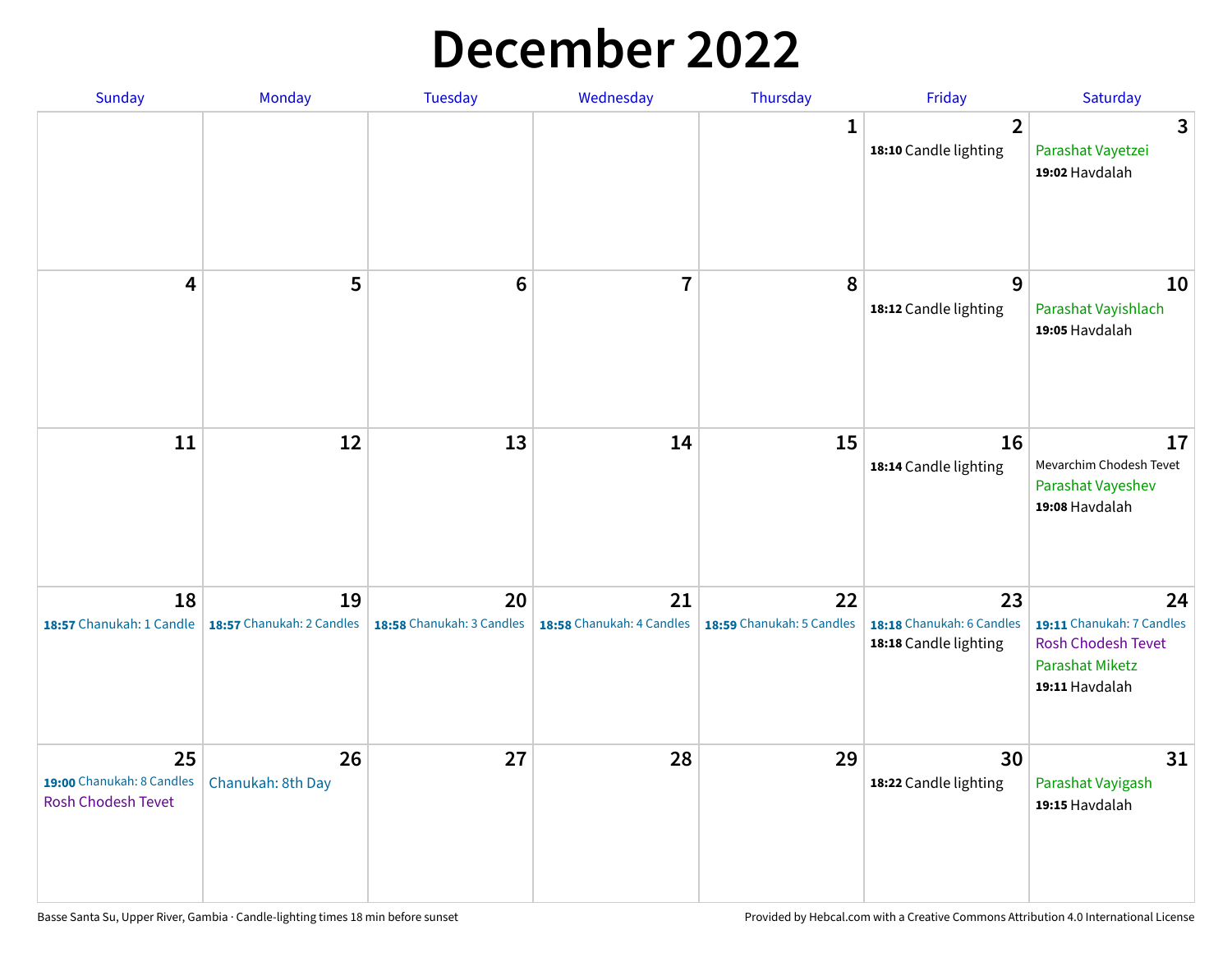# December 2022

| Sunday | Monday | Tuesday | Wednesday | Thursday | Friday | Saturday |
|---|---|---|---|---|---|---|
| | | | | 1 | 2<br>**18:10** Candle lighting | 3<br>Parashat Vayetzei<br>**19:02** Havdalah |
| 4 | 5 | 6 | 7 | 8 | 9<br>**18:12** Candle lighting | 10<br>Parashat Vayishlach<br>**19:05** Havdalah |
| 11 | 12 | 13 | 14 | 15 | 16<br>**18:14** Candle lighting | 17<br>Mevarchim Chodesh Tevet<br>Parashat Vayeshev<br>**19:08** Havdalah |
| 18<br>**18:57** Chanukah: 1 Candle | 19<br>**18:57** Chanukah: 2 Candles | 20<br>**18:58** Chanukah: 3 Candles | 21<br>**18:58** Chanukah: 4 Candles | 22<br>**18:59** Chanukah: 5 Candles | 23<br>**18:18** Chanukah: 6 Candles<br>**18:18** Candle lighting | 24<br>**19:11** Chanukah: 7 Candles<br>Rosh Chodesh Tevet<br>Parashat Miketz<br>**19:11** Havdalah |
| 25<br>**19:00** Chanukah: 8 Candles<br>Rosh Chodesh Tevet | 26<br>Chanukah: 8th Day | 27 | 28 | 29 | 30<br>**18:22** Candle lighting | 31<br>Parashat Vayigash<br>**19:15** Havdalah |

Basse Santa Su, Upper River, Gambia · Candle-lighting times 18 min before sunset

Provided by Hebcal.com with a Creative Commons Attribution 4.0 International License